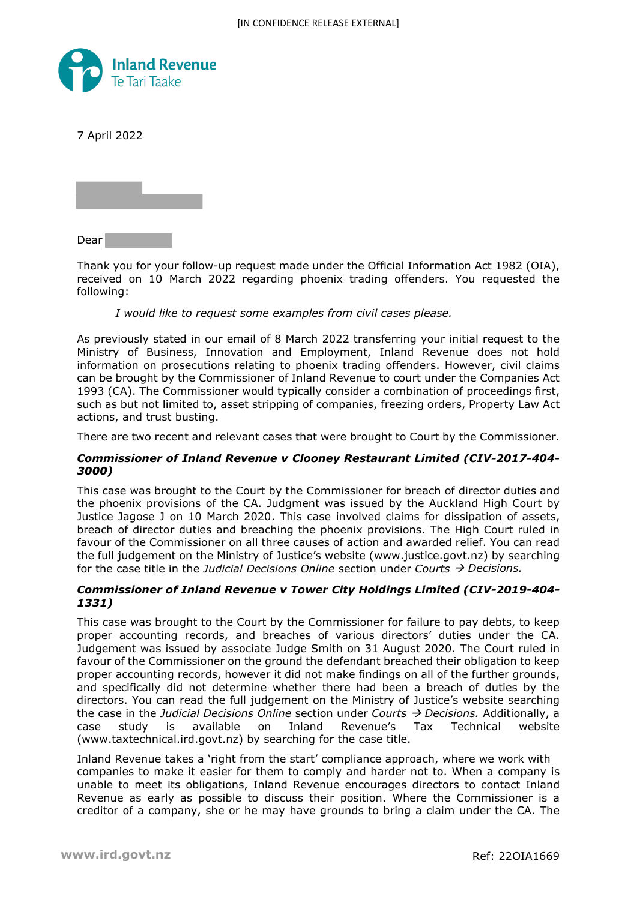7 April 2022

Dear

Thank you for your follow-up request made under the Official Information Act 1982 (OIA), received on 10 March 2022 regarding phoenix trading offenders. You requested the following:

> *I would like to request some examples from civil cases please.*

As previously stated in our email of 8 March 2022 transferring your initial request to the Ministry of Business, Innovation and Employment, Inland Revenue does not hold information on prosecutions relating to phoenix trading offenders. However, civil claims can be brought by the Commissioner of Inland Revenue to court under the Companies Act 1993 (CA). The Commissioner would typically consider a combination of proceedings first, such as but not limited to, asset stripping of companies, freezing orders, Property Law Act actions, and trust busting.

There are two recent and relevant cases that were brought to Court by the Commissioner.

### *Commissioner of Inland Revenue v Clooney Restaurant Limited (CIV-2017-404-3000)*

This case was brought to the Court by the Commissioner for breach of director duties and the phoenix provisions of the CA. Judgment was issued by the Auckland High Court by Justice Jagose J on 10 March 2020. This case involved claims for dissipation of assets, breach of director duties and breaching the phoenix provisions. The High Court ruled in favour of the Commissioner on all three causes of action and awarded relief. You can read the full judgement on the Ministry of Justice's website (www.justice.govt.nz) by searching for the case title in the *Judicial Decisions Online* section under *Courts → Decisions.*

### *Commissioner of Inland Revenue v Tower City Holdings Limited (CIV-2019-404-1331)*

This case was brought to the Court by the Commissioner for failure to pay debts, to keep proper accounting records, and breaches of various directors' duties under the CA. Judgement was issued by associate Judge Smith on 31 August 2020. The Court ruled in favour of the Commissioner on the ground the defendant breached their obligation to keep proper accounting records, however it did not make findings on all of the further grounds, and specifically did not determine whether there had been a breach of duties by the directors. You can read the full judgement on the Ministry of Justice's website searching the case in the *Judicial Decisions Online* section under *Courts → Decisions.* Additionally, a case study is available on Inland Revenue's Tax Technical website (www.taxtechnical.ird.govt.nz) by searching for the case title.

Inland Revenue takes a 'right from the start' compliance approach, where we work with companies to make it easier for them to comply and harder not to. When a company is unable to meet its obligations, Inland Revenue encourages directors to contact Inland Revenue as early as possible to discuss their position. Where the Commissioner is a creditor of a company, she or he may have grounds to bring a claim under the CA. The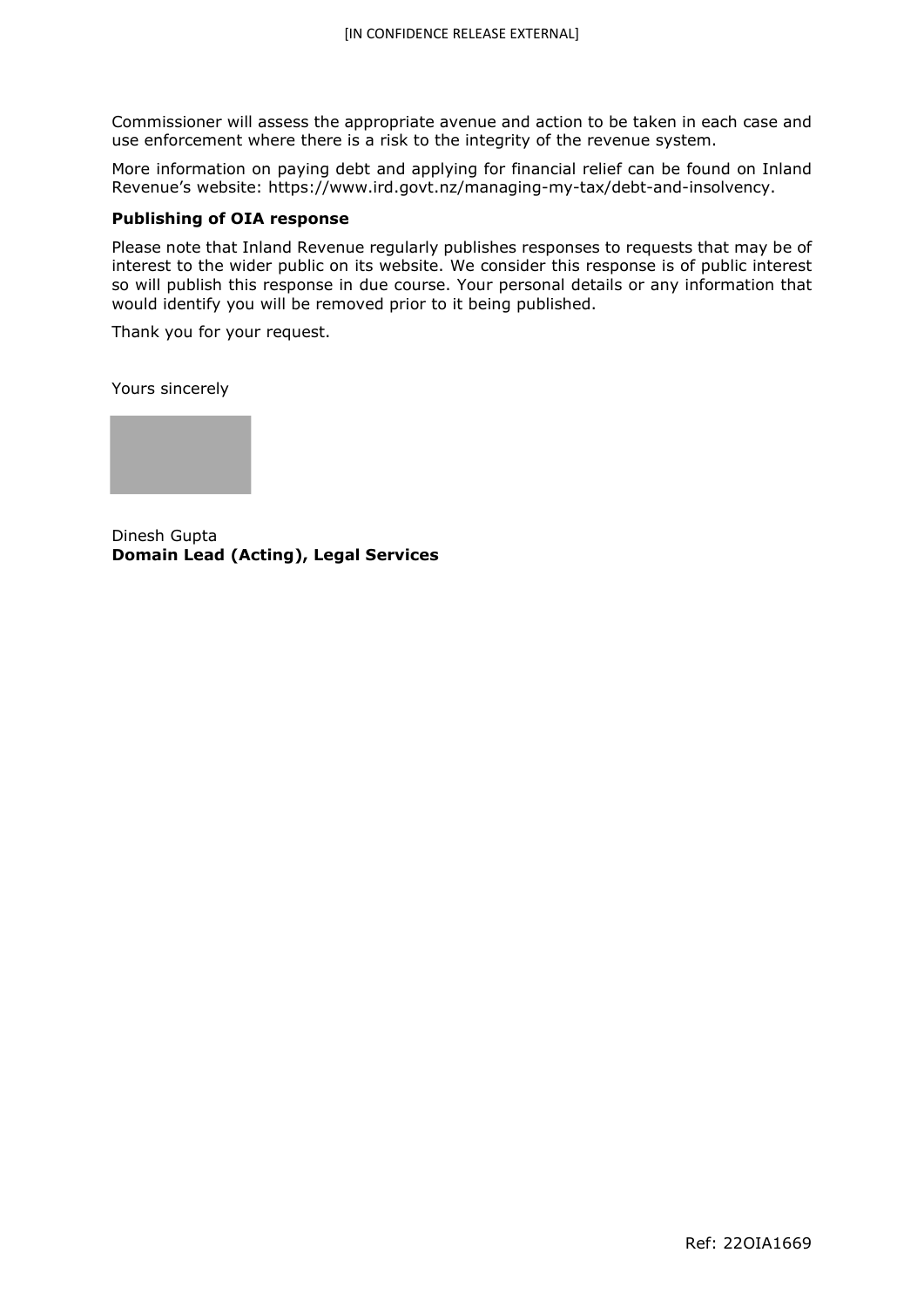Commissioner will assess the appropriate avenue and action to be taken in each case and use enforcement where there is a risk to the integrity of the revenue system.

More information on paying debt and applying for financial relief can be found on Inland Revenue's website: https://www.ird.govt.nz/managing-my-tax/debt-and-insolvency.

**Publishing of OIA response**

Please note that Inland Revenue regularly publishes responses to requests that may be of interest to the wider public on its website. We consider this response is of public interest so will publish this response in due course. Your personal details or any information that would identify you will be removed prior to it being published.

Thank you for your request.

Yours sincerely

Dinesh Gupta
**Domain Lead (Acting), Legal Services**

Ref: 22OIA1669